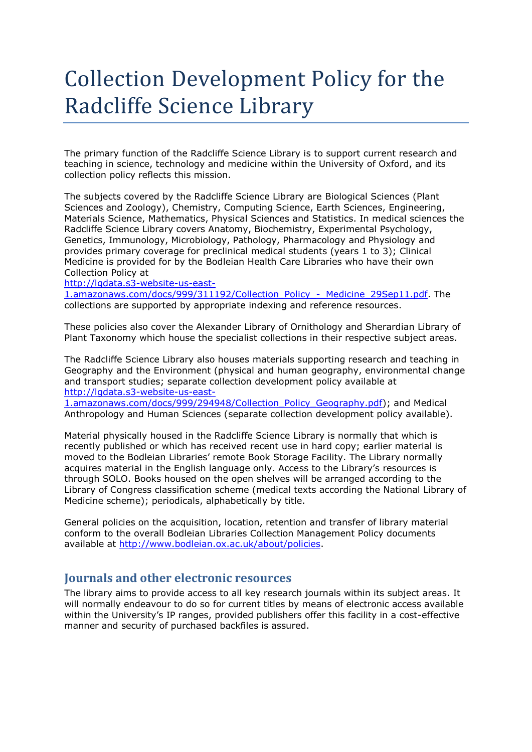# Collection Development Policy for the Radcliffe Science Library

The primary function of the Radcliffe Science Library is to support current research and teaching in science, technology and medicine within the University of Oxford, and its collection policy reflects this mission.

The subjects covered by the Radcliffe Science Library are Biological Sciences (Plant Sciences and Zoology), Chemistry, Computing Science, Earth Sciences, Engineering, Materials Science, Mathematics, Physical Sciences and Statistics. In medical sciences the Radcliffe Science Library covers Anatomy, Biochemistry, Experimental Psychology, Genetics, Immunology, Microbiology, Pathology, Pharmacology and Physiology and provides primary coverage for preclinical medical students (years 1 to 3); Clinical Medicine is provided for by the Bodleian Health Care Libraries who have their own Collection Policy at http://lgdata.s3-website-us-east-1.amazonaws.com/docs/999/311192/Collection_Policy_-_Medicine_29Sep11.pdf. The collections are supported by appropriate indexing and reference resources.

These policies also cover the Alexander Library of Ornithology and Sherardian Library of Plant Taxonomy which house the specialist collections in their respective subject areas.

The Radcliffe Science Library also houses materials supporting research and teaching in Geography and the Environment (physical and human geography, environmental change and transport studies; separate collection development policy available at http://lgdata.s3-website-us-east-1.amazonaws.com/docs/999/294948/Collection_Policy_Geography.pdf); and Medical Anthropology and Human Sciences (separate collection development policy available).

Material physically housed in the Radcliffe Science Library is normally that which is recently published or which has received recent use in hard copy; earlier material is moved to the Bodleian Libraries' remote Book Storage Facility. The Library normally acquires material in the English language only. Access to the Library's resources is through SOLO. Books housed on the open shelves will be arranged according to the Library of Congress classification scheme (medical texts according the National Library of Medicine scheme); periodicals, alphabetically by title.

General policies on the acquisition, location, retention and transfer of library material conform to the overall Bodleian Libraries Collection Management Policy documents available at http://www.bodleian.ox.ac.uk/about/policies.

## Journals and other electronic resources

The library aims to provide access to all key research journals within its subject areas. It will normally endeavour to do so for current titles by means of electronic access available within the University's IP ranges, provided publishers offer this facility in a cost-effective manner and security of purchased backfiles is assured.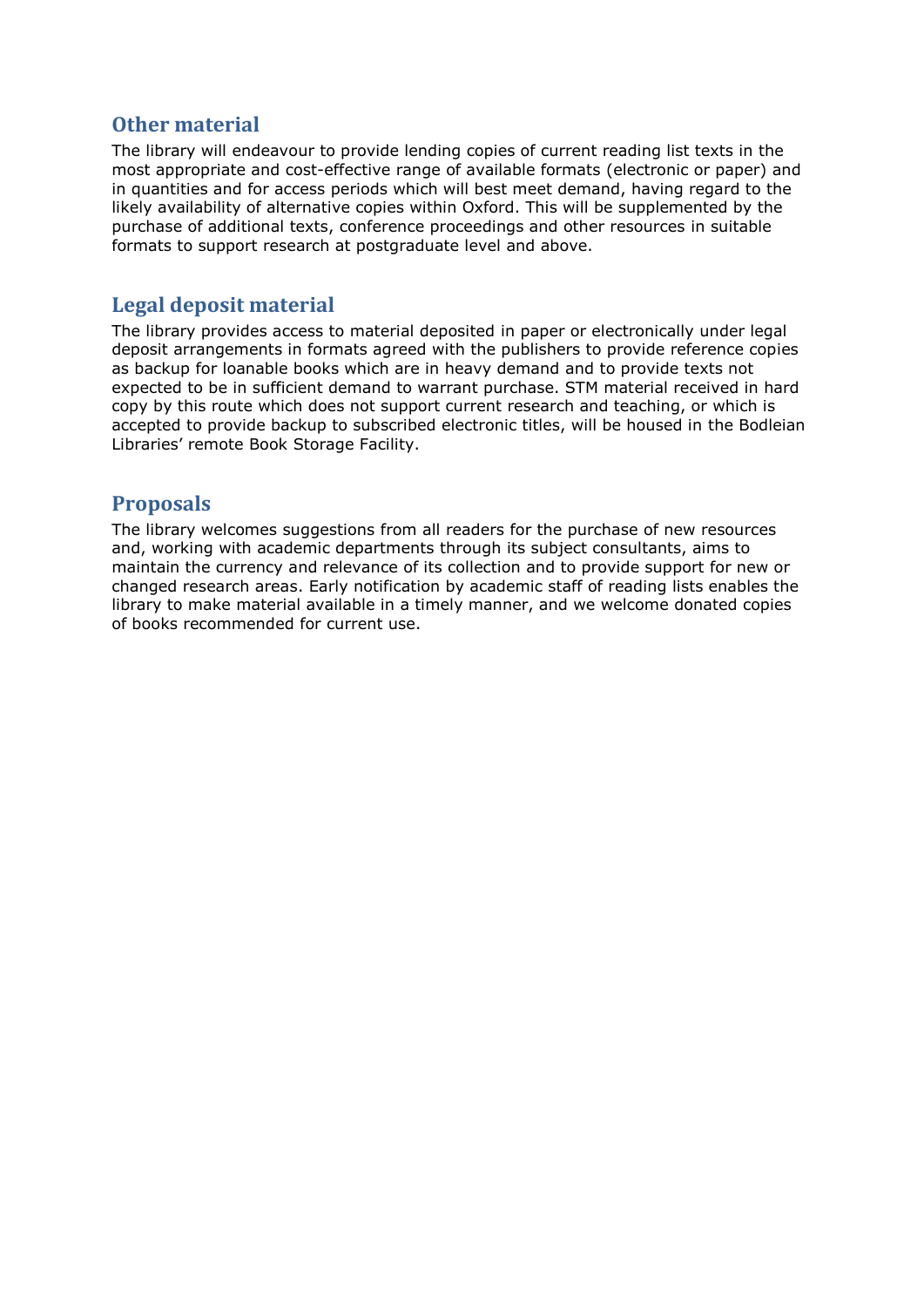## Other material

The library will endeavour to provide lending copies of current reading list texts in the most appropriate and cost-effective range of available formats (electronic or paper) and in quantities and for access periods which will best meet demand, having regard to the likely availability of alternative copies within Oxford. This will be supplemented by the purchase of additional texts, conference proceedings and other resources in suitable formats to support research at postgraduate level and above.

## Legal deposit material

The library provides access to material deposited in paper or electronically under legal deposit arrangements in formats agreed with the publishers to provide reference copies as backup for loanable books which are in heavy demand and to provide texts not expected to be in sufficient demand to warrant purchase. STM material received in hard copy by this route which does not support current research and teaching, or which is accepted to provide backup to subscribed electronic titles, will be housed in the Bodleian Libraries' remote Book Storage Facility.

## Proposals

The library welcomes suggestions from all readers for the purchase of new resources and, working with academic departments through its subject consultants, aims to maintain the currency and relevance of its collection and to provide support for new or changed research areas. Early notification by academic staff of reading lists enables the library to make material available in a timely manner, and we welcome donated copies of books recommended for current use.